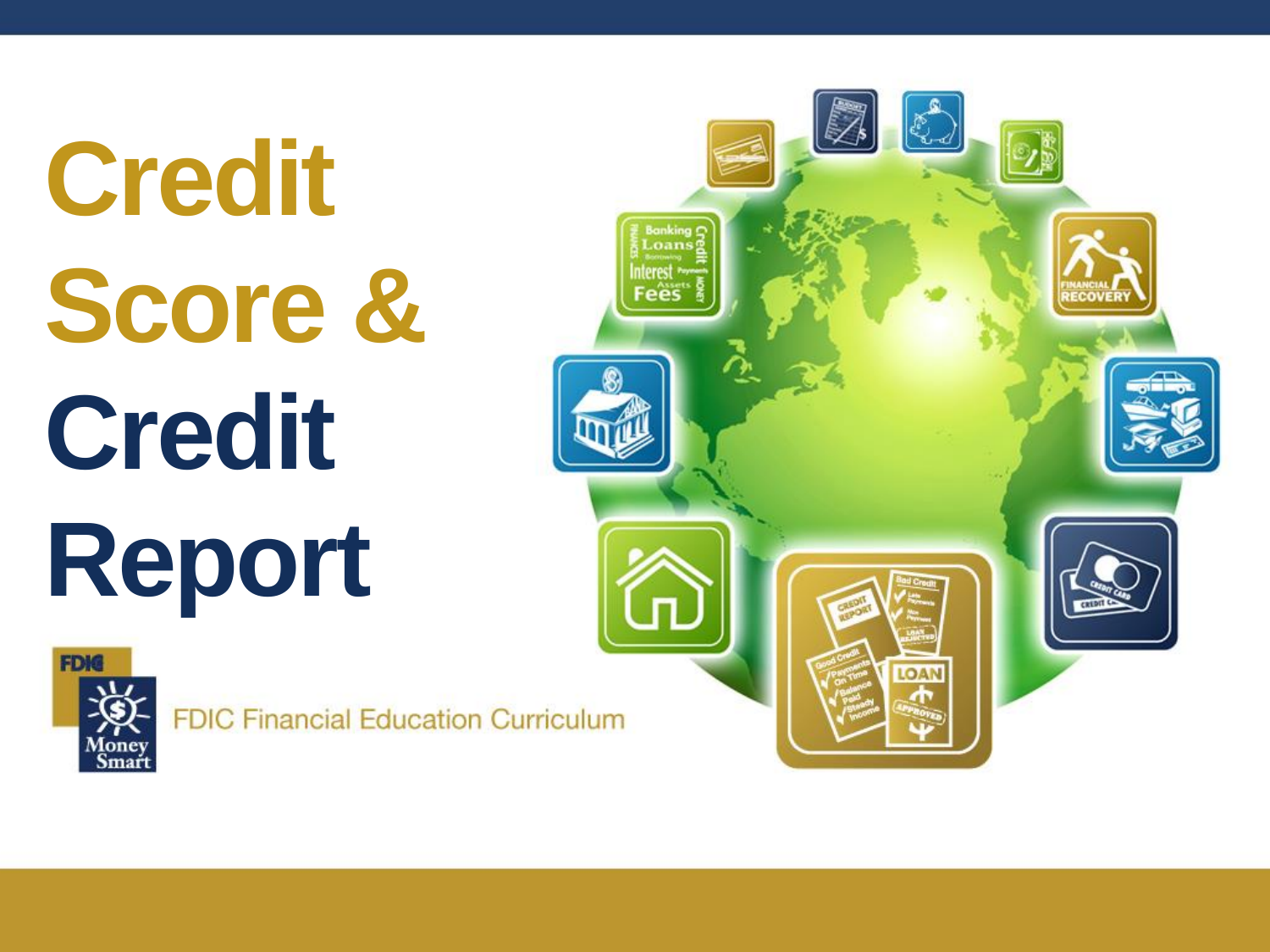# Credit Score & Credit Report

FDIC Financial Education Curriculum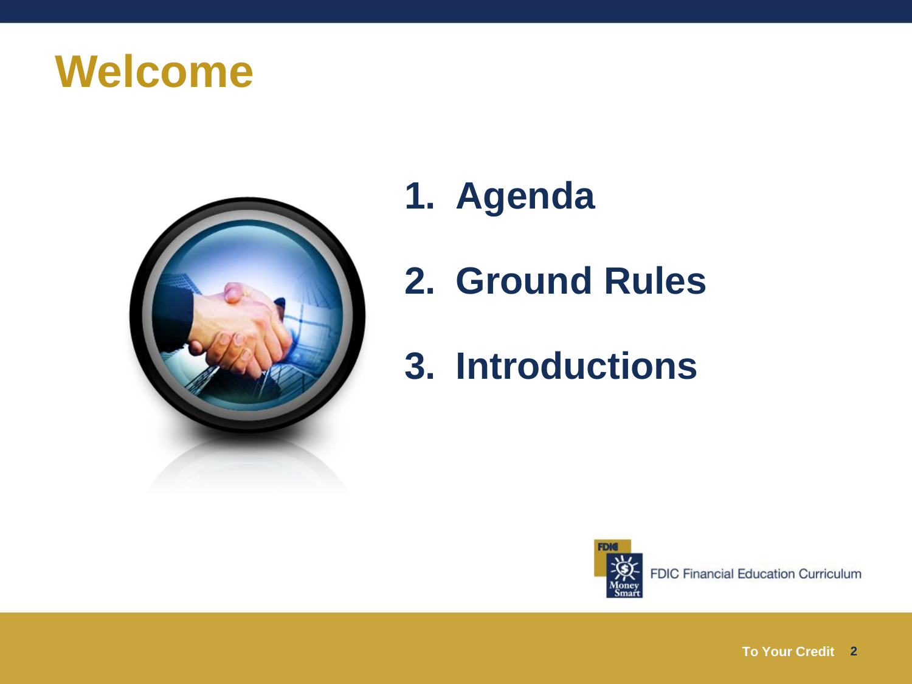# Welcome

1. Agenda
2. Ground Rules
3. Introductions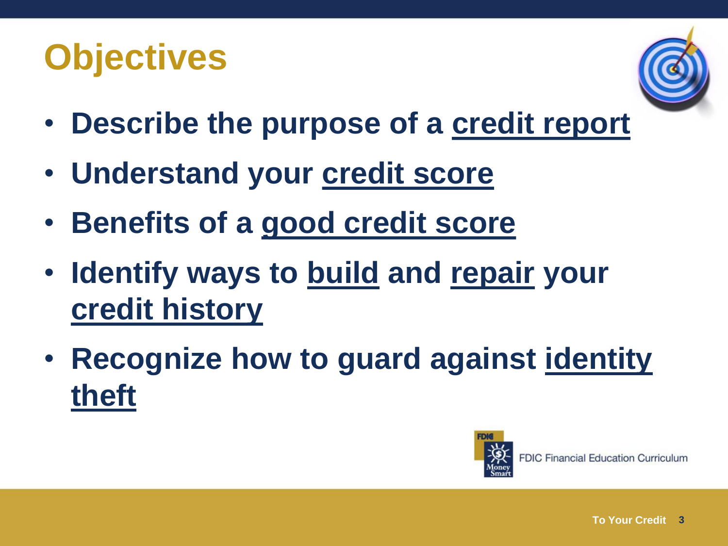# Objectives

- **Describe the purpose of a credit report**
- **Understand your credit score**
- **Benefits of a good credit score**
- **Identify ways to build and repair your credit history**
- **Recognize how to guard against identity theft**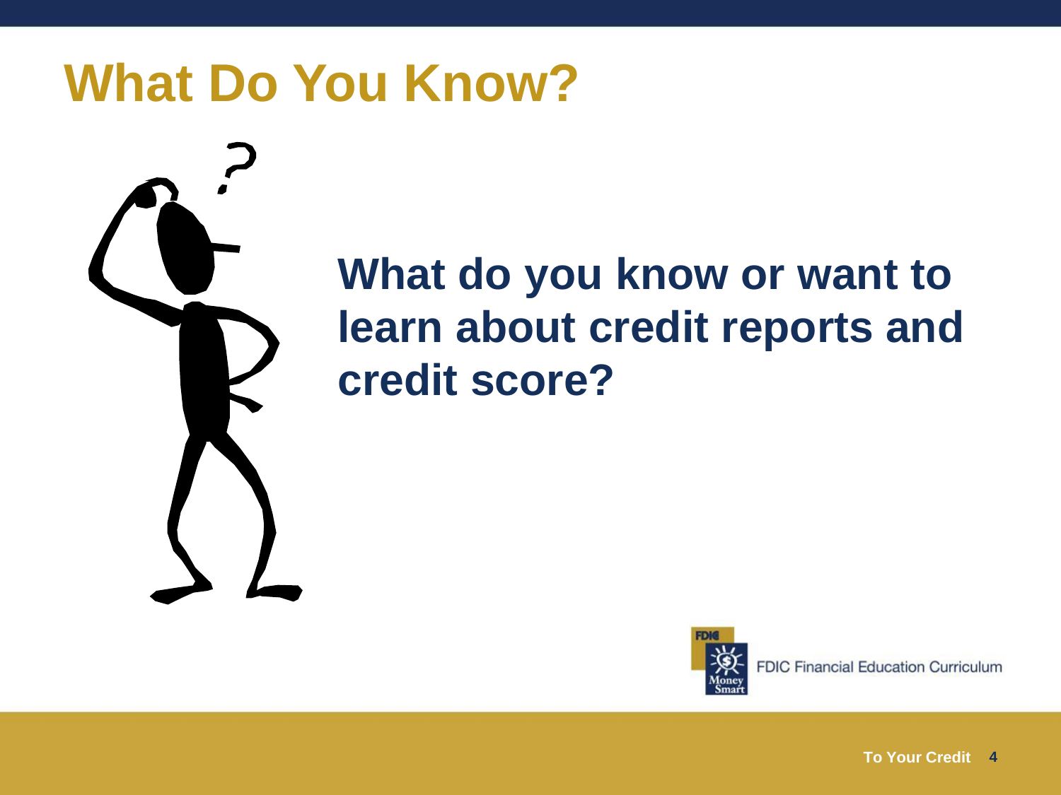# What Do You Know?

**What do you know or want to learn about credit reports and credit score?**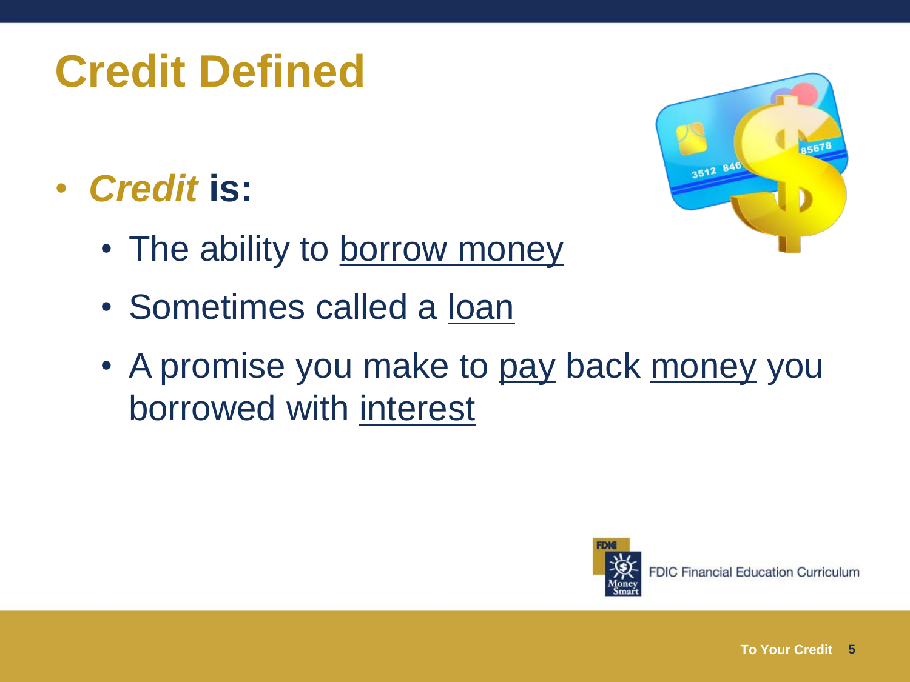# Credit Defined

- ***Credit* is:**
  - The ability to borrow money
  - Sometimes called a loan
  - A promise you make to pay back money you borrowed with interest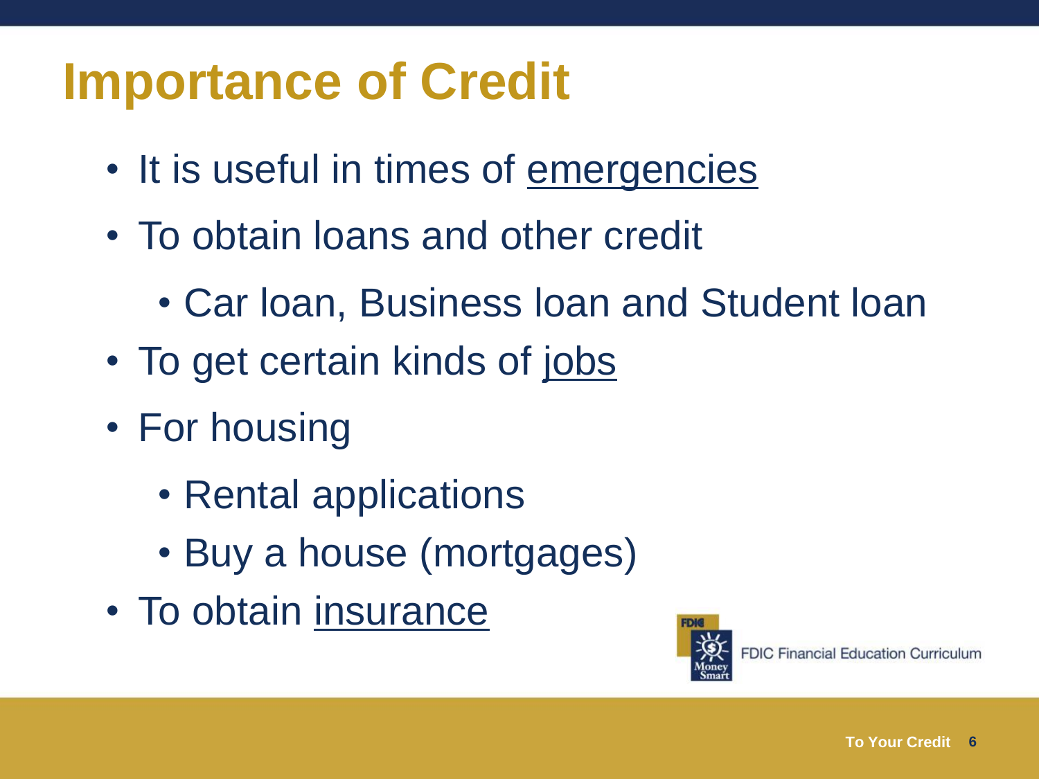# Importance of Credit

- It is useful in times of emergencies
- To obtain loans and other credit
  - Car loan, Business loan and Student loan
- To get certain kinds of jobs
- For housing
  - Rental applications
  - Buy a house (mortgages)
- To obtain insurance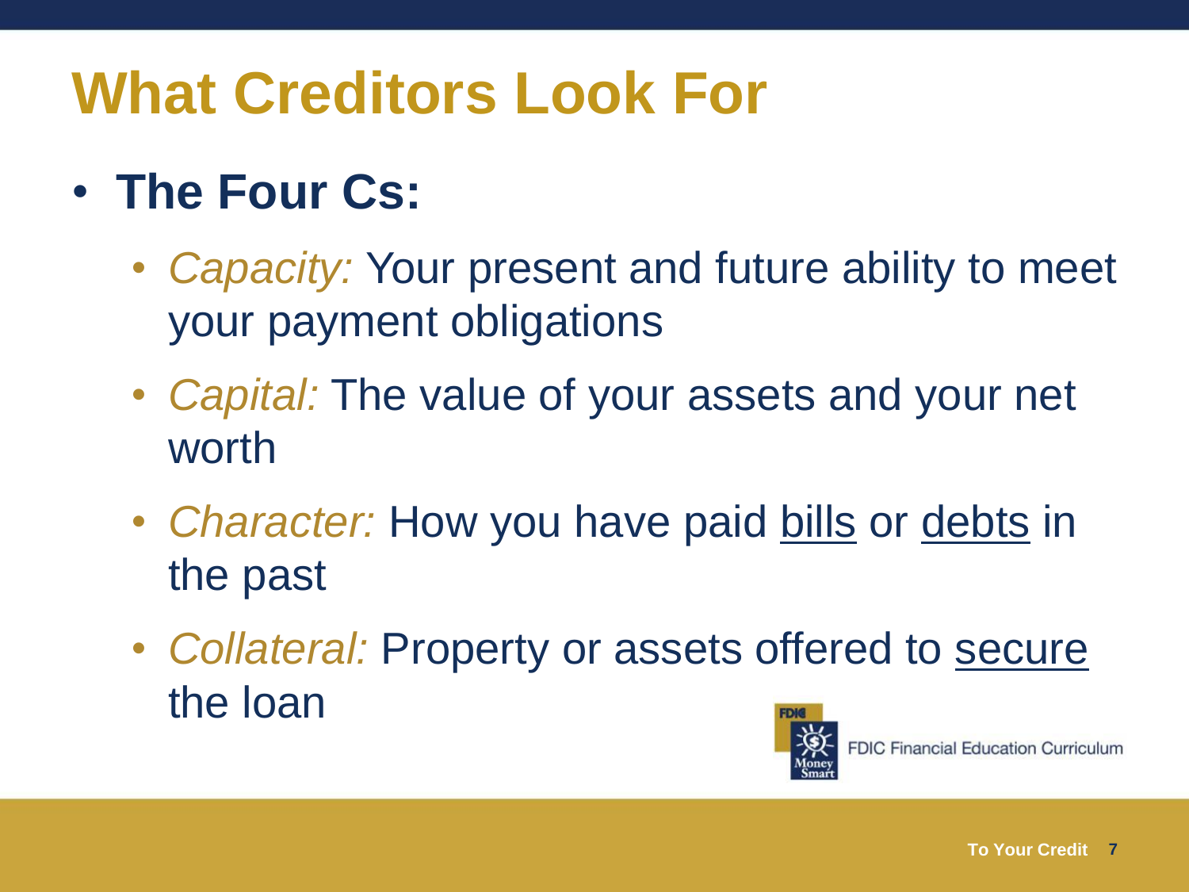# What Creditors Look For

- **The Four Cs:**
  - *Capacity:* Your present and future ability to meet your payment obligations
  - *Capital:* The value of your assets and your net worth
  - *Character:* How you have paid bills or debts in the past
  - *Collateral:* Property or assets offered to secure the loan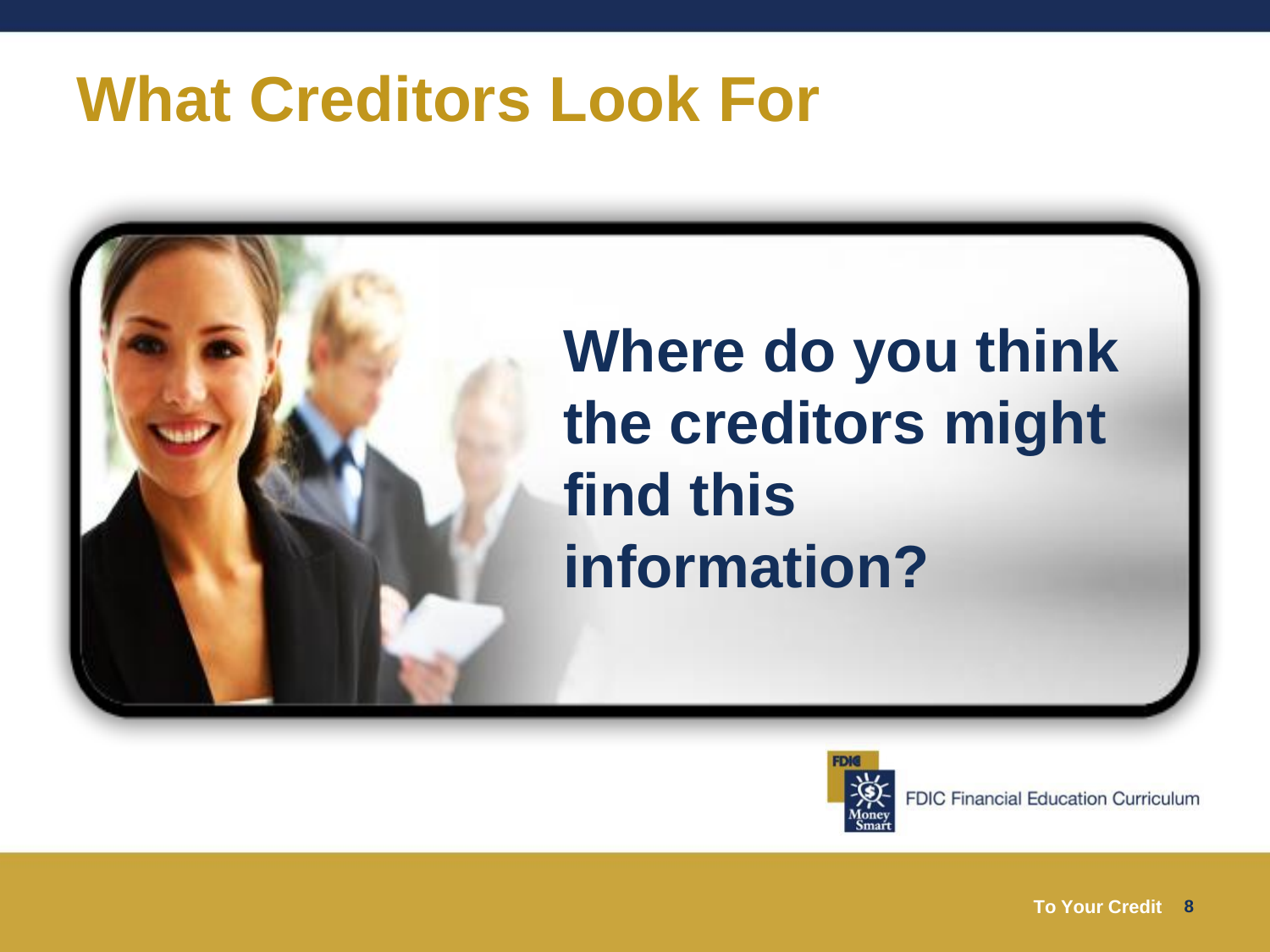# What Creditors Look For

**Where do you think the creditors might find this information?**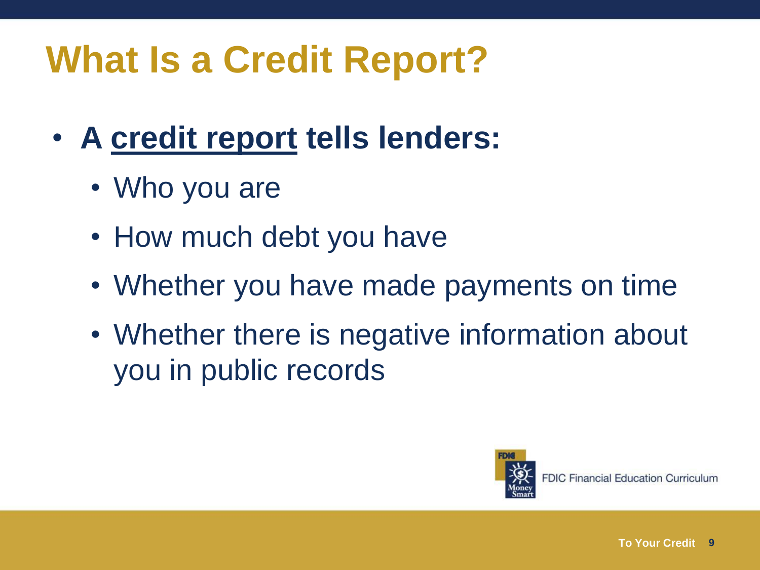# What Is a Credit Report?

- **A <u>credit report</u> tells lenders:**
  - Who you are
  - How much debt you have
  - Whether you have made payments on time
  - Whether there is negative information about you in public records

FDIC Financial Education Curriculum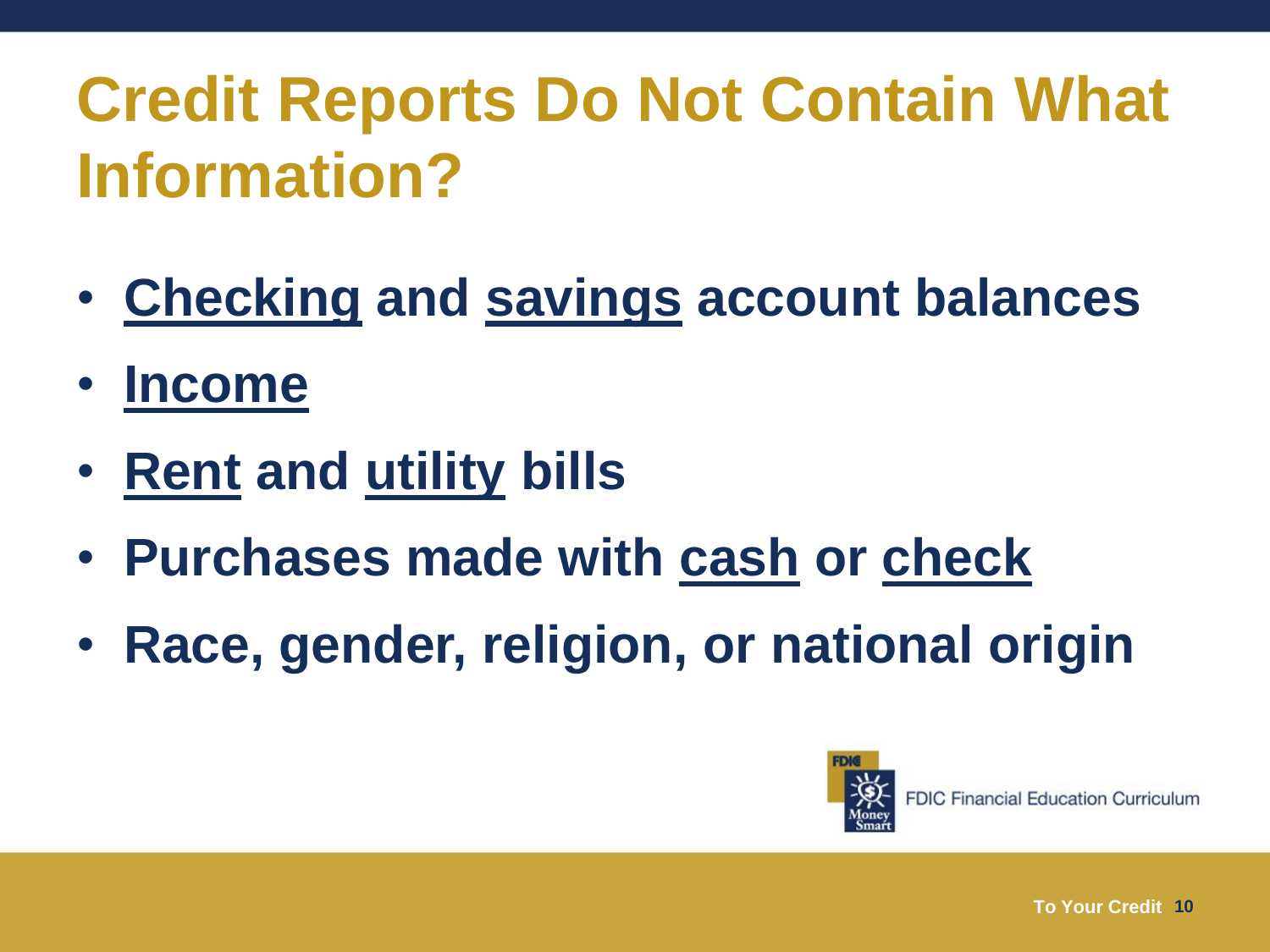# Credit Reports Do Not Contain What Information?

- **Checking and savings account balances**
- **Income**
- **Rent and utility bills**
- **Purchases made with cash or check**
- **Race, gender, religion, or national origin**

FDIC Financial Education Curriculum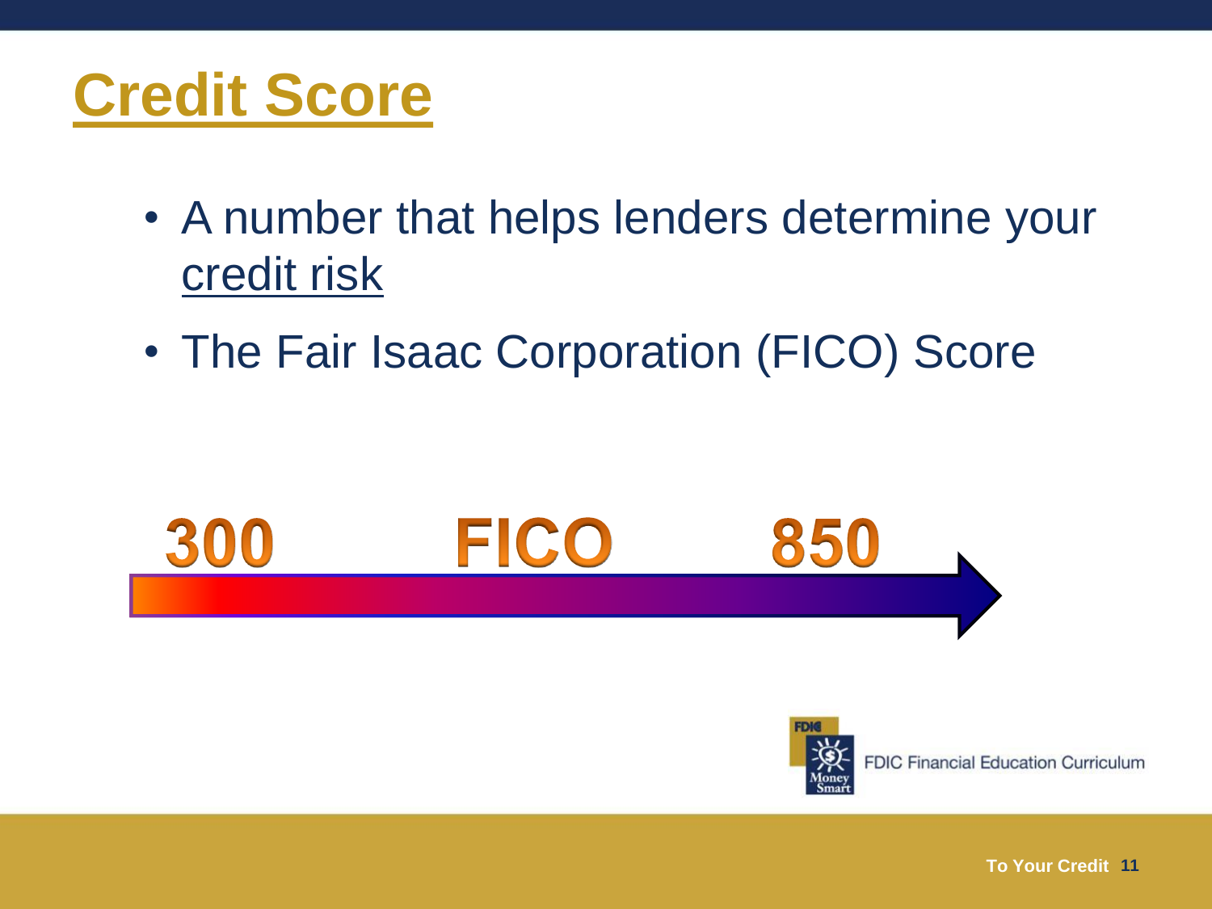# Credit Score

- A number that helps lenders determine your credit risk
- The Fair Isaac Corporation (FICO) Score

300 FICO 850

FDIC Financial Education Curriculum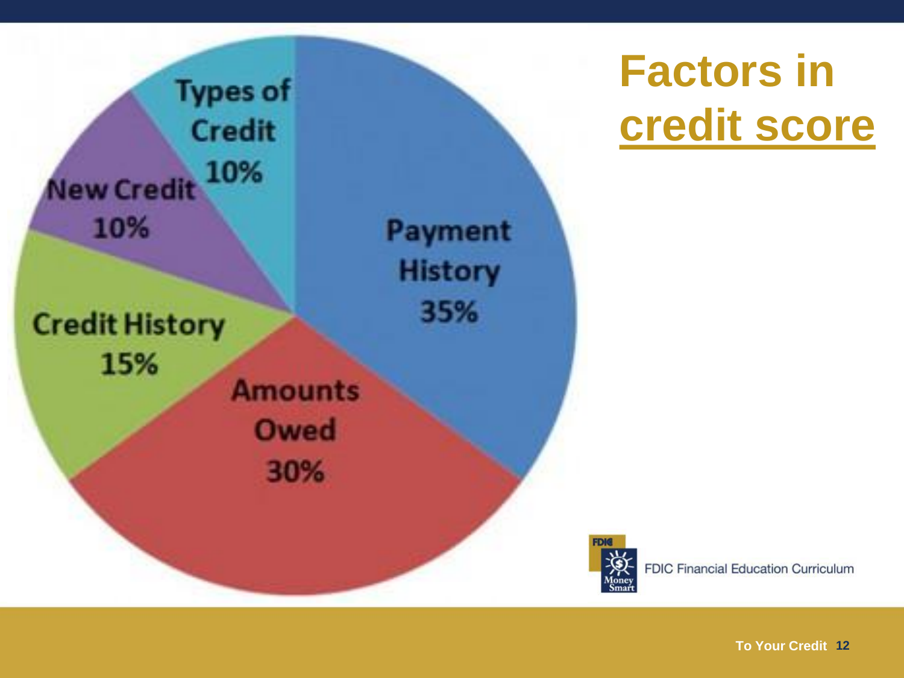# Factors in credit score

| Factor | Percentage |
| --- | --- |
| Payment History | 35% |
| Amounts Owed | 30% |
| Credit History | 15% |
| New Credit | 10% |
| Types of Credit | 10% |

FDIC Financial Education Curriculum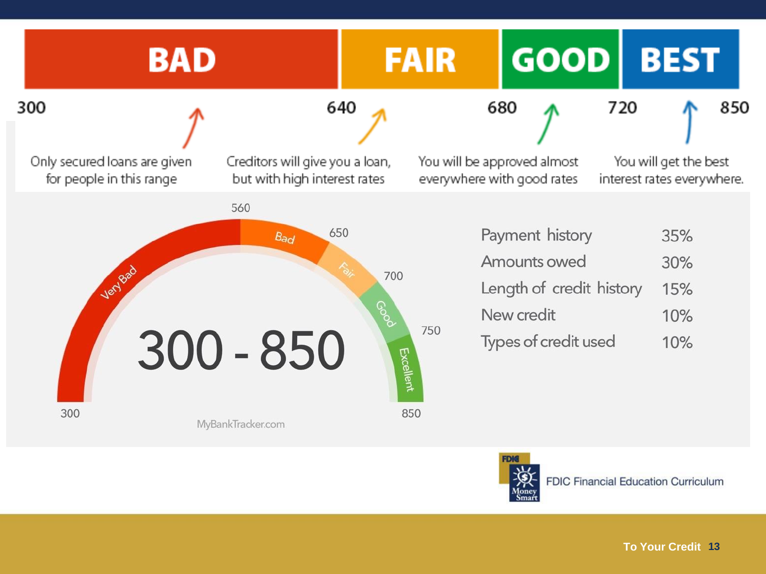| BAD | FAIR | GOOD | BEST |
| --- | --- | --- | --- |
| 300 – 640 | 640 – 680 | 680 – 720 | 720 – 850 |
| Only secured loans are given for people in this range | Creditors will give you a loan, but with high interest rates | You will be approved almost everywhere with good rates | You will get the best interest rates everywhere. |

**300 - 850**

| Range | Rating |
| --- | --- |
| 300 – 560 | Very Bad |
| 560 – 650 | Bad |
| 650 – 700 | Fair |
| 700 – 750 | Good |
| 750 – 850 | Excellent |

MyBankTracker.com

| Factor | Percentage |
| --- | --- |
| Payment history | 35% |
| Amounts owed | 30% |
| Length of credit history | 15% |
| New credit | 10% |
| Types of credit used | 10% |

FDIC Money Smart – FDIC Financial Education Curriculum

To Your Credit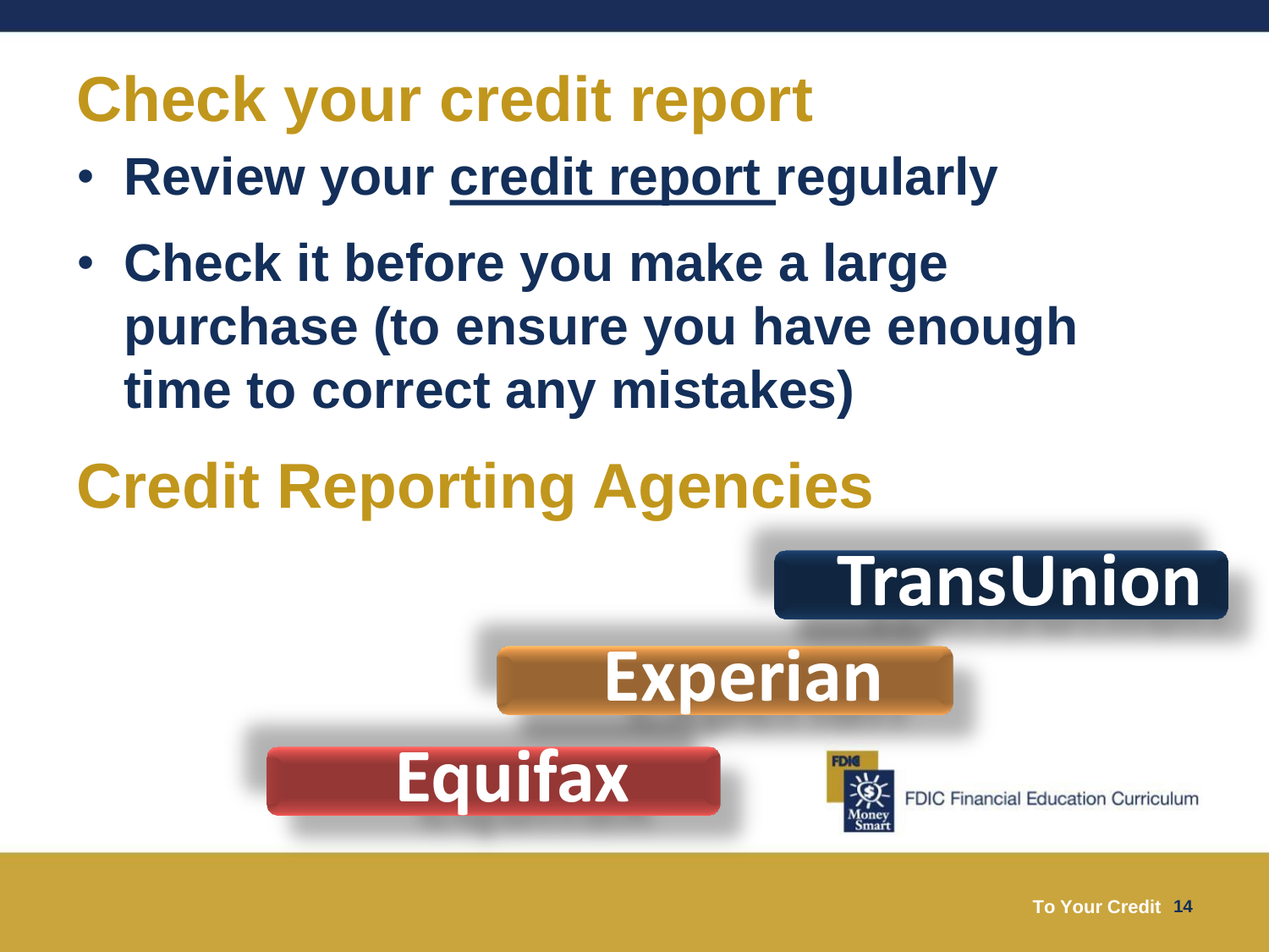# Check your credit report

- **Review your credit report regularly**
- **Check it before you make a large purchase (to ensure you have enough time to correct any mistakes)**

# Credit Reporting Agencies

TransUnion

Experian

Equifax

FDIC Financial Education Curriculum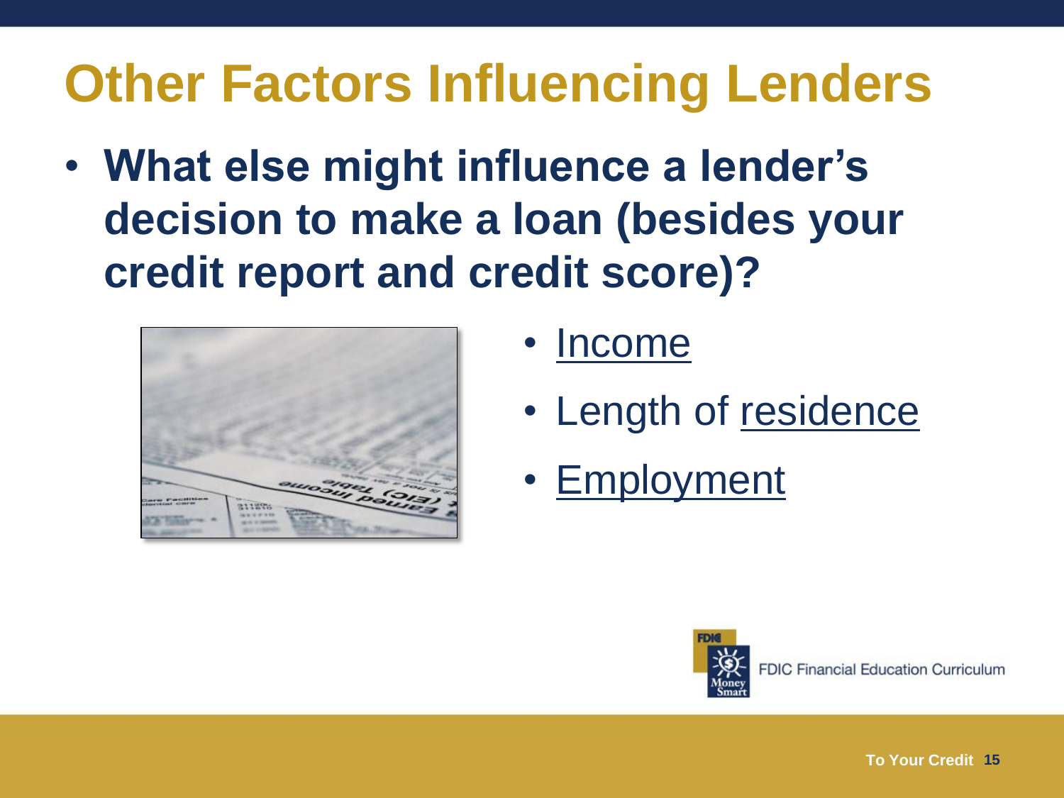# Other Factors Influencing Lenders

- **What else might influence a lender's decision to make a loan (besides your credit report and credit score)?**

- Income
- Length of residence
- Employment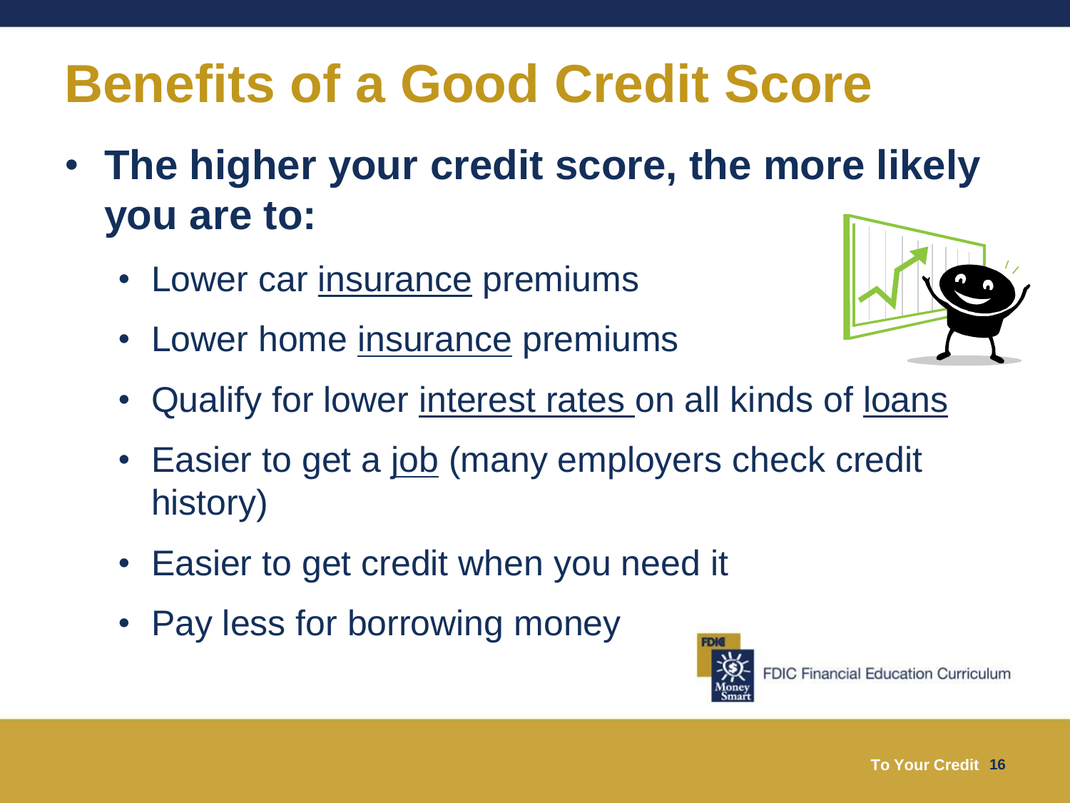# Benefits of a Good Credit Score

- **The higher your credit score, the more likely you are to:**
  - Lower car insurance premiums
  - Lower home insurance premiums
  - Qualify for lower interest rates on all kinds of loans
  - Easier to get a job (many employers check credit history)
  - Easier to get credit when you need it
  - Pay less for borrowing money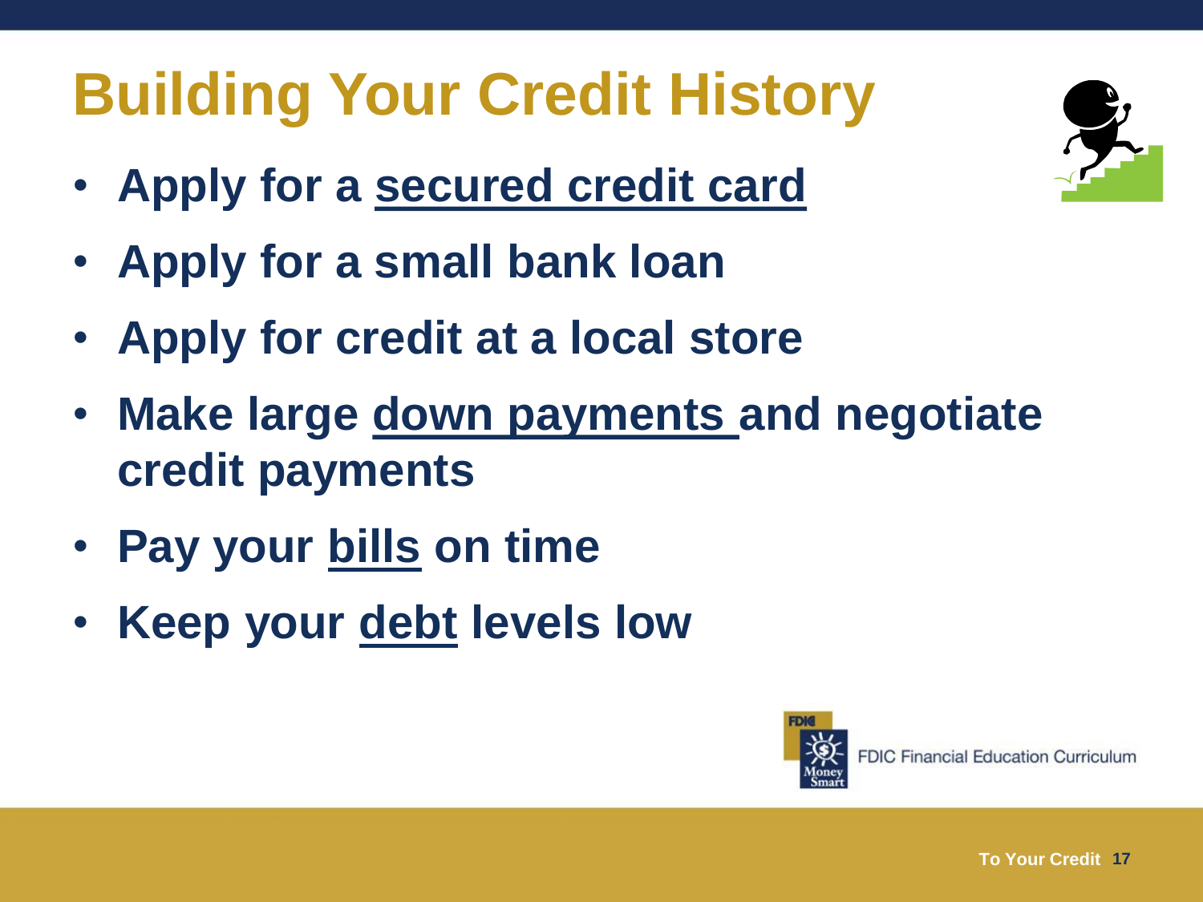# Building Your Credit History

- **Apply for a secured credit card**
- **Apply for a small bank loan**
- **Apply for credit at a local store**
- **Make large down payments and negotiate credit payments**
- **Pay your bills on time**
- **Keep your debt levels low**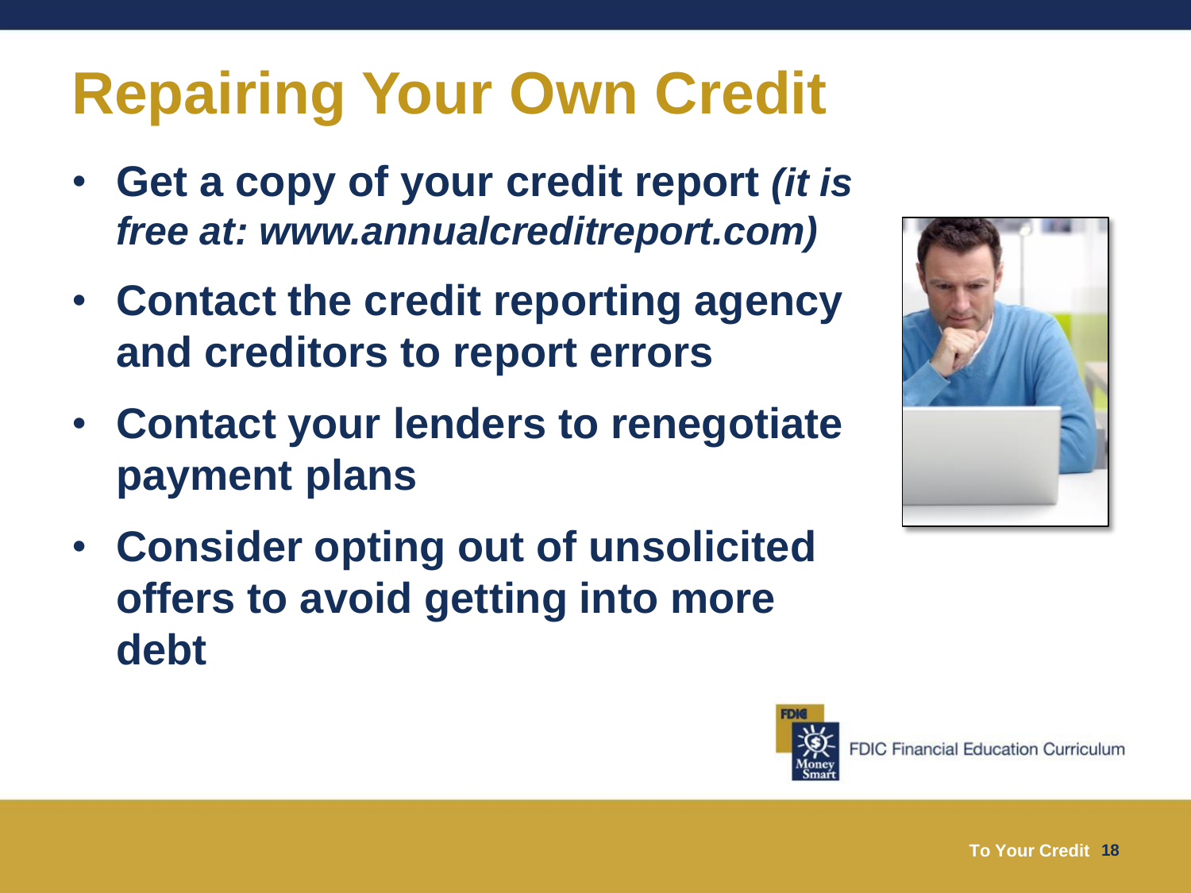# Repairing Your Own Credit

- **Get a copy of your credit report *(it is free at: www.annualcreditreport.com)***
- **Contact the credit reporting agency and creditors to report errors**
- **Contact your lenders to renegotiate payment plans**
- **Consider opting out of unsolicited offers to avoid getting into more debt**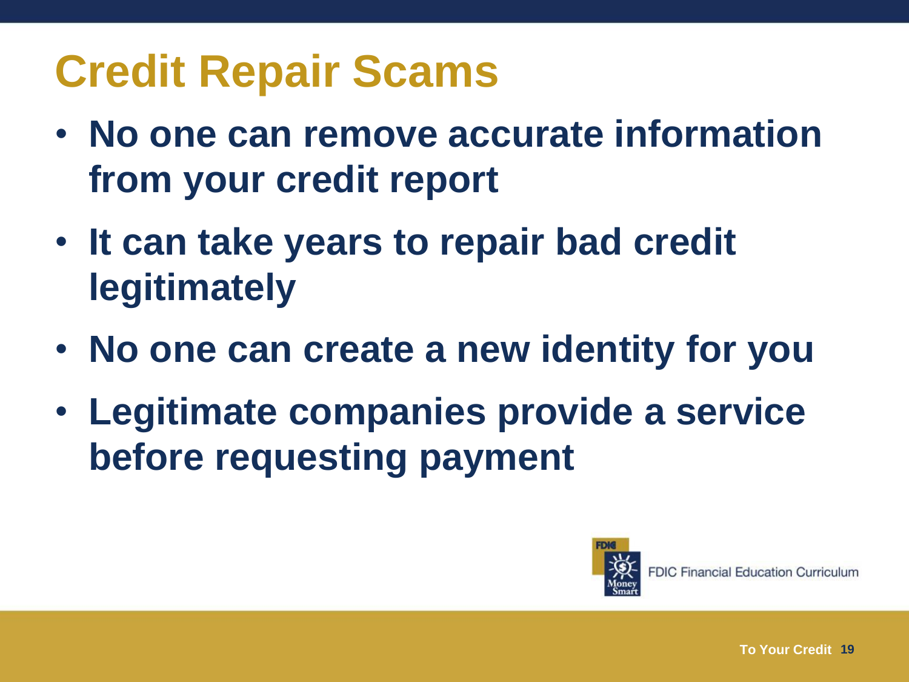# Credit Repair Scams

- **No one can remove accurate information from your credit report**
- **It can take years to repair bad credit legitimately**
- **No one can create a new identity for you**
- **Legitimate companies provide a service before requesting payment**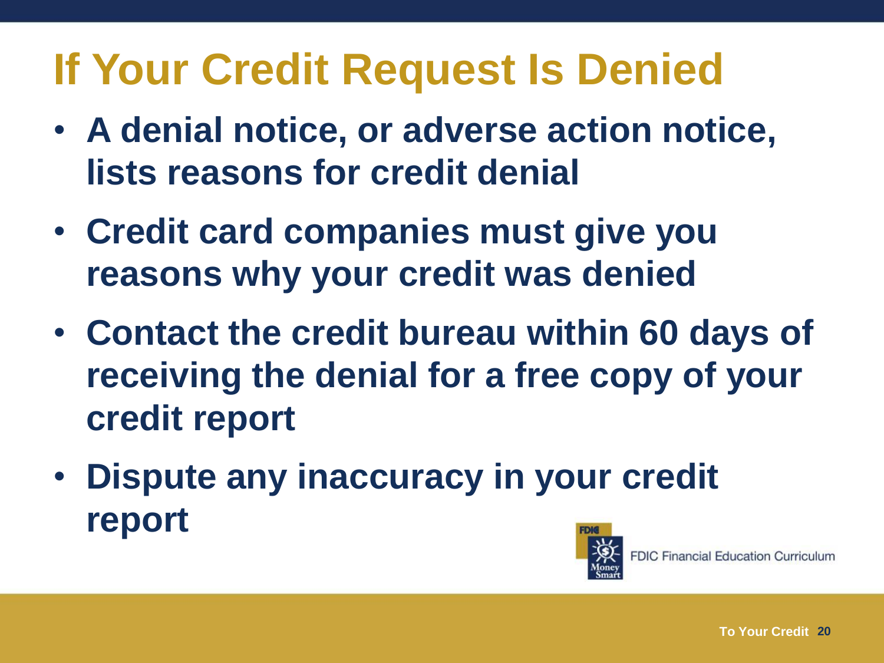# If Your Credit Request Is Denied

- **A denial notice, or adverse action notice, lists reasons for credit denial**
- **Credit card companies must give you reasons why your credit was denied**
- **Contact the credit bureau within 60 days of receiving the denial for a free copy of your credit report**
- **Dispute any inaccuracy in your credit report**

FDIC Financial Education Curriculum

To Your Credit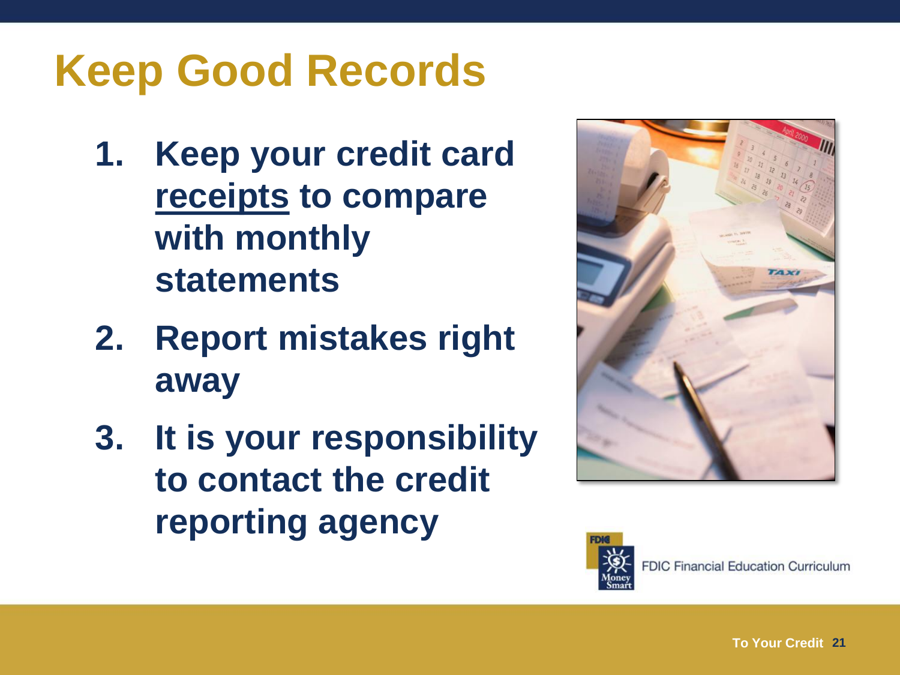# Keep Good Records

1. **Keep your credit card receipts to compare with monthly statements**
2. **Report mistakes right away**
3. **It is your responsibility to contact the credit reporting agency**

FDIC Financial Education Curriculum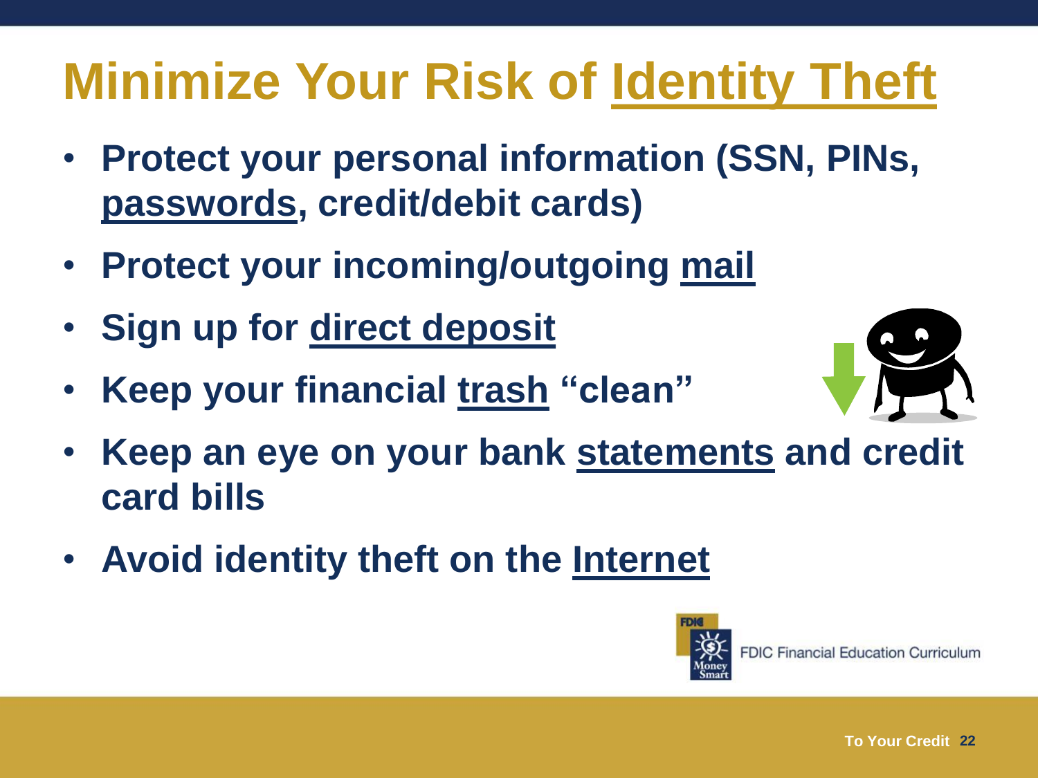# Minimize Your Risk of Identity Theft

- **Protect your personal information (SSN, PINs, passwords, credit/debit cards)**
- **Protect your incoming/outgoing mail**
- **Sign up for direct deposit**
- **Keep your financial trash "clean"**
- **Keep an eye on your bank statements and credit card bills**
- **Avoid identity theft on the Internet**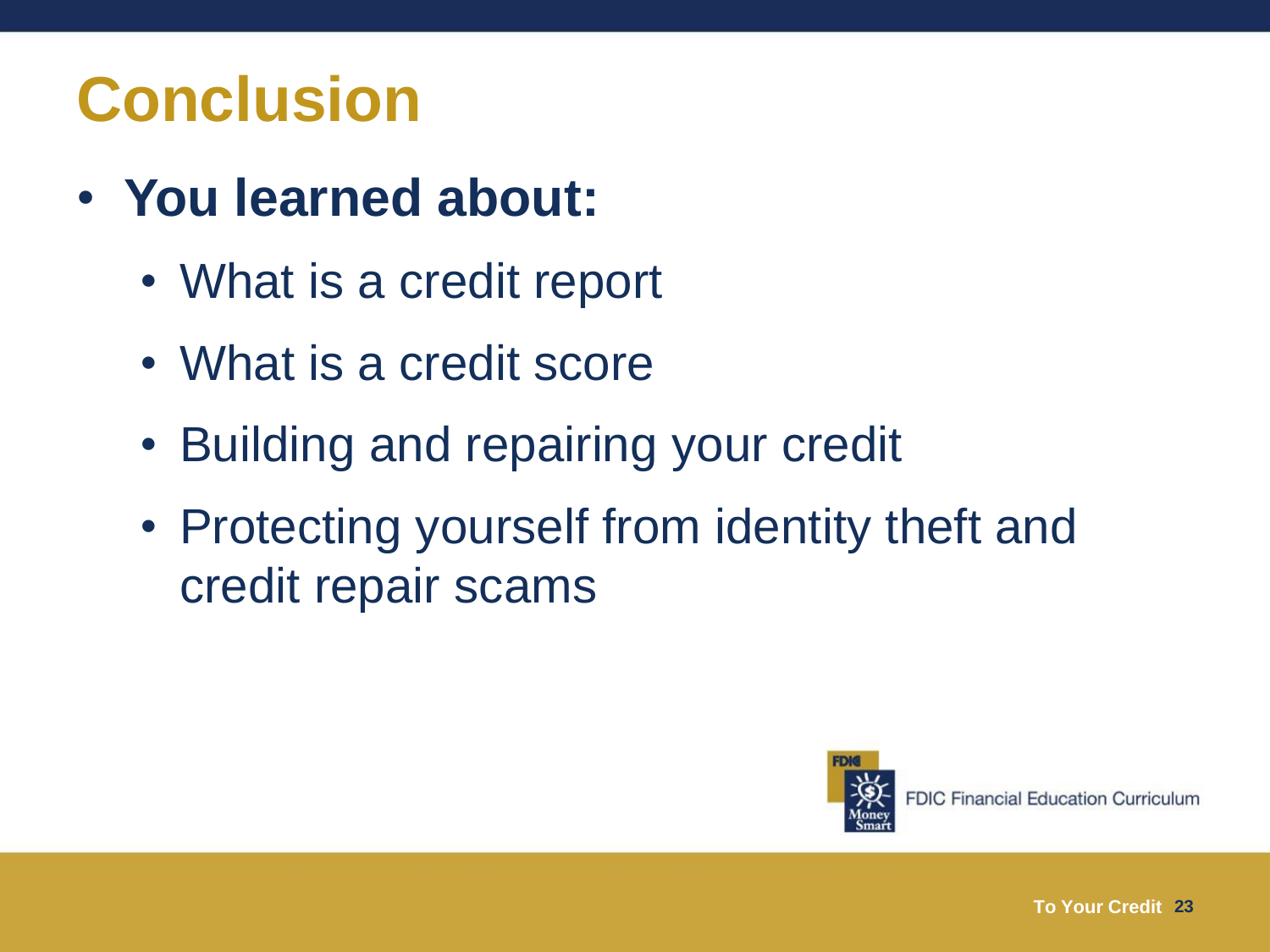# Conclusion

- **You learned about:**
  - What is a credit report
  - What is a credit score
  - Building and repairing your credit
  - Protecting yourself from identity theft and credit repair scams

FDIC Financial Education Curriculum